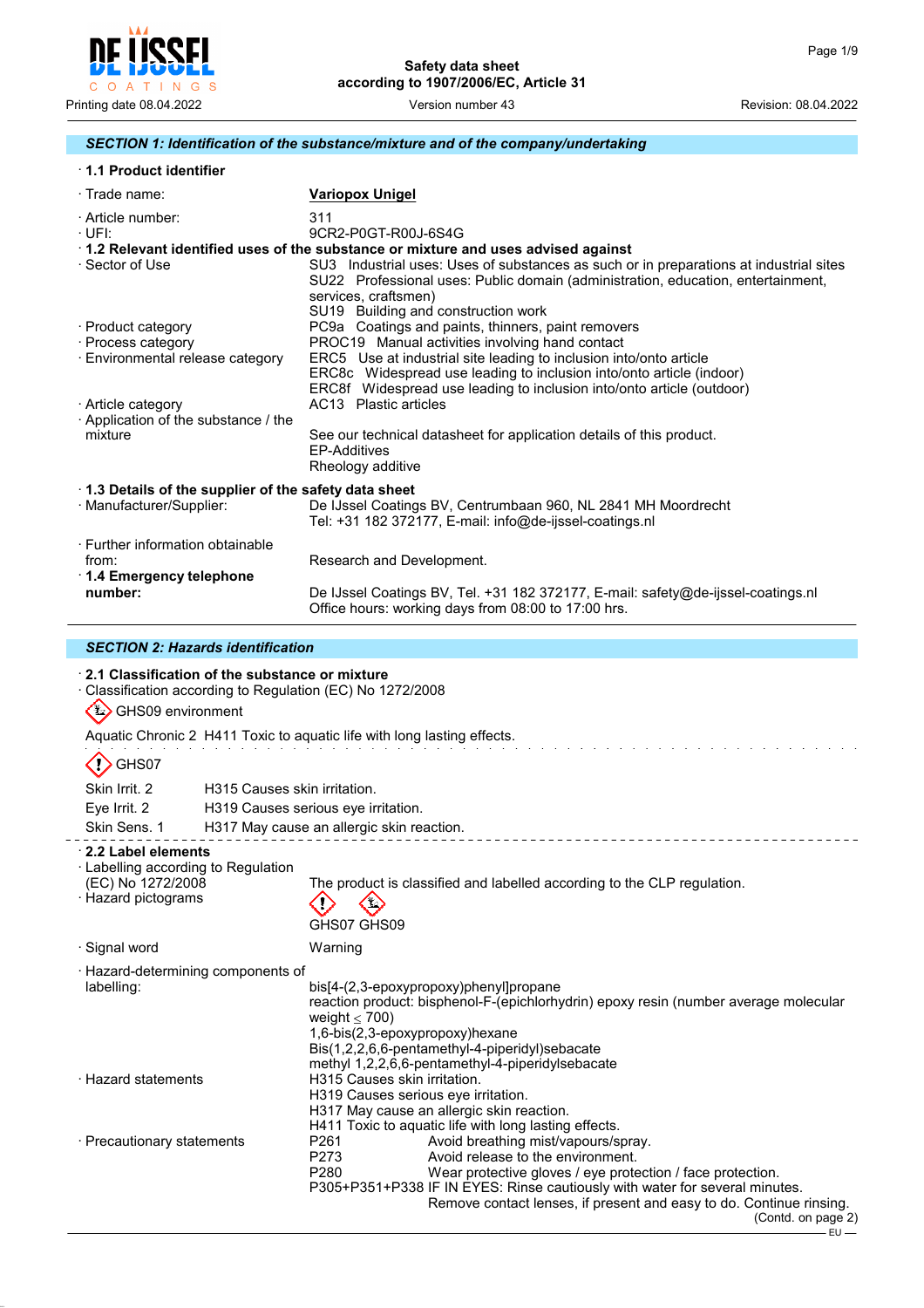Safety data sheet
according to 1907/2006/EC, Article 31

Printing date 08.04.2022 | Version number 43 | Revision: 08.04.2022

## SECTION 1: Identification of the substance/mixture and of the company/undertaking

· **1.1 Product identifier**

· Trade name: **Variopox Unigel**

· Article number: 311

· UFI: 9CR2-P0GT-R00J-6S4G

· **1.2 Relevant identified uses of the substance or mixture and uses advised against**

· Sector of Use
SU3 Industrial uses: Uses of substances as such or in preparations at industrial sites
SU22 Professional uses: Public domain (administration, education, entertainment, services, craftsmen)
SU19 Building and construction work

· Product category
PC9a Coatings and paints, thinners, paint removers

· Process category
PROC19 Manual activities involving hand contact

· Environmental release category
ERC5 Use at industrial site leading to inclusion into/onto article
ERC8c Widespread use leading to inclusion into/onto article (indoor)
ERC8f Widespread use leading to inclusion into/onto article (outdoor)

· Article category
AC13 Plastic articles

· Application of the substance / the mixture
See our technical datasheet for application details of this product.
EP-Additives
Rheology additive

· **1.3 Details of the supplier of the safety data sheet**

· Manufacturer/Supplier:
De IJssel Coatings BV, Centrumbaan 960, NL 2841 MH Moordrecht
Tel: +31 182 372177, E-mail: info@de-ijssel-coatings.nl

· Further information obtainable from: Research and Development.

· **1.4 Emergency telephone number:**
De IJssel Coatings BV, Tel. +31 182 372177, E-mail: safety@de-ijssel-coatings.nl
Office hours: working days from 08:00 to 17:00 hrs.

## SECTION 2: Hazards identification

· **2.1 Classification of the substance or mixture**

· Classification according to Regulation (EC) No 1272/2008

GHS09 environment

Aquatic Chronic 2 H411 Toxic to aquatic life with long lasting effects.

GHS07

Skin Irrit. 2 H315 Causes skin irritation.
Eye Irrit. 2 H319 Causes serious eye irritation.
Skin Sens. 1 H317 May cause an allergic skin reaction.

· **2.2 Label elements**

· Labelling according to Regulation (EC) No 1272/2008
The product is classified and labelled according to the CLP regulation.

· Hazard pictograms
GHS07 GHS09

· Signal word
Warning

· Hazard-determining components of labelling:
bis[4-(2,3-epoxypropoxy)phenyl]propane
reaction product: bisphenol-F-(epichlorhydrin) epoxy resin (number average molecular weight ≤ 700)
1,6-bis(2,3-epoxypropoxy)hexane
Bis(1,2,2,6,6-pentamethyl-4-piperidyl)sebacate
methyl 1,2,2,6,6-pentamethyl-4-piperidylsebacate

· Hazard statements
H315 Causes skin irritation.
H319 Causes serious eye irritation.
H317 May cause an allergic skin reaction.
H411 Toxic to aquatic life with long lasting effects.

· Precautionary statements
P261 Avoid breathing mist/vapours/spray.
P273 Avoid release to the environment.
P280 Wear protective gloves / eye protection / face protection.
P305+P351+P338 IF IN EYES: Rinse cautiously with water for several minutes. Remove contact lenses, if present and easy to do. Continue rinsing.

(Contd. on page 2)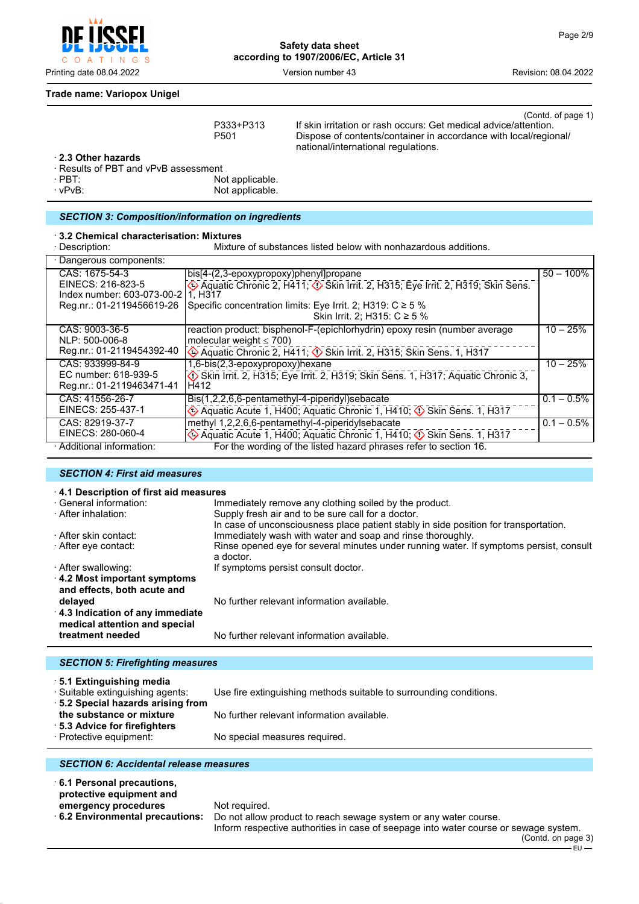**Trade name: Variopox Unigel**

(Contd. of page 1)

| | |
|---|---|
| P333+P313 | If skin irritation or rash occurs: Get medical advice/attention. |
| P501 | Dispose of contents/container in accordance with local/regional/ national/international regulations. |

· **2.3 Other hazards**
· Results of PBT and vPvB assessment
· PBT: Not applicable.
· vPvB: Not applicable.

## SECTION 3: Composition/information on ingredients

· **3.2 Chemical characterisation: Mixtures**
· Description: Mixture of substances listed below with nonhazardous additions.

| · Dangerous components: | | |
|---|---|---|
| CAS: 1675-54-3<br>EINECS: 216-823-5<br>Index number: 603-073-00-2<br>Reg.nr.: 01-2119456619-26 | bis[4-(2,3-epoxypropoxy)phenyl]propane<br>Aquatic Chronic 2, H411; Skin Irrit. 2, H315; Eye Irrit. 2, H319; Skin Sens. 1, H317<br>Specific concentration limits: Eye Irrit. 2; H319: C ≥ 5 %<br>Skin Irrit. 2; H315: C ≥ 5 % | 50 – 100% |
| CAS: 9003-36-5<br>NLP: 500-006-8<br>Reg.nr.: 01-2119454392-40 | reaction product: bisphenol-F-(epichlorhydrin) epoxy resin (number average molecular weight ≤ 700)<br>Aquatic Chronic 2, H411; Skin Irrit. 2, H315; Skin Sens. 1, H317 | 10 – 25% |
| CAS: 933999-84-9<br>EC number: 618-939-5<br>Reg.nr.: 01-2119463471-41 | 1,6-bis(2,3-epoxypropoxy)hexane<br>Skin Irrit. 2, H315; Eye Irrit. 2, H319; Skin Sens. 1, H317; Aquatic Chronic 3, H412 | 10 – 25% |
| CAS: 41556-26-7<br>EINECS: 255-437-1 | Bis(1,2,2,6,6-pentamethyl-4-piperidyl)sebacate<br>Aquatic Acute 1, H400; Aquatic Chronic 1, H410; Skin Sens. 1, H317 | 0.1 – 0.5% |
| CAS: 82919-37-7<br>EINECS: 280-060-4 | methyl 1,2,2,6,6-pentamethyl-4-piperidylsebacate<br>Aquatic Acute 1, H400; Aquatic Chronic 1, H410; Skin Sens. 1, H317 | 0.1 – 0.5% |

· Additional information: For the wording of the listed hazard phrases refer to section 16.

## SECTION 4: First aid measures

· **4.1 Description of first aid measures**
· General information: Immediately remove any clothing soiled by the product.
· After inhalation: Supply fresh air and to be sure call for a doctor.
In case of unconsciousness place patient stably in side position for transportation.
· After skin contact: Immediately wash with water and soap and rinse thoroughly.
· After eye contact: Rinse opened eye for several minutes under running water. If symptoms persist, consult a doctor.
· After swallowing: If symptoms persist consult doctor.
· **4.2 Most important symptoms and effects, both acute and delayed** No further relevant information available.
· **4.3 Indication of any immediate medical attention and special treatment needed** No further relevant information available.

## SECTION 5: Firefighting measures

· **5.1 Extinguishing media**
· Suitable extinguishing agents: Use fire extinguishing methods suitable to surrounding conditions.
· **5.2 Special hazards arising from the substance or mixture** No further relevant information available.
· **5.3 Advice for firefighters**
· Protective equipment: No special measures required.

## SECTION 6: Accidental release measures

· **6.1 Personal precautions, protective equipment and emergency procedures** Not required.
· **6.2 Environmental precautions:** Do not allow product to reach sewage system or any water course.
Inform respective authorities in case of seepage into water course or sewage system.

(Contd. on page 3)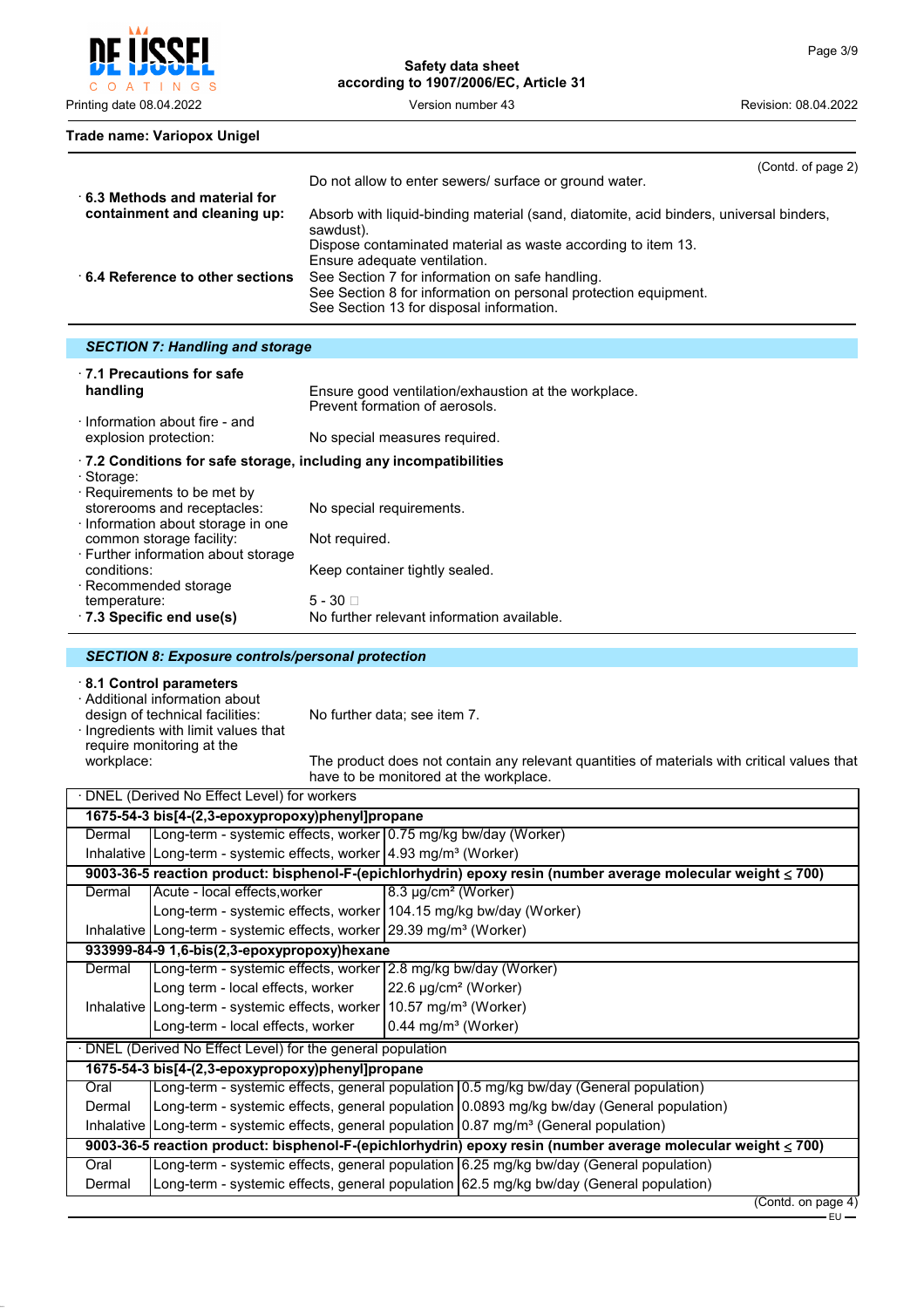Trade name: Variopox Unigel

(Contd. of page 2)

Do not allow to enter sewers/ surface or ground water.

· **6.3 Methods and material for containment and cleaning up:** Absorb with liquid-binding material (sand, diatomite, acid binders, universal binders, sawdust).
Dispose contaminated material as waste according to item 13.
Ensure adequate ventilation.

· **6.4 Reference to other sections** See Section 7 for information on safe handling.
See Section 8 for information on personal protection equipment.
See Section 13 for disposal information.

## *SECTION 7: Handling and storage*

· **7.1 Precautions for safe handling** Ensure good ventilation/exhaustion at the workplace.
Prevent formation of aerosols.

· Information about fire - and explosion protection: No special measures required.

· **7.2 Conditions for safe storage, including any incompatibilities**

· Storage:

· Requirements to be met by storerooms and receptacles: No special requirements.

· Information about storage in one common storage facility: Not required.

· Further information about storage conditions: Keep container tightly sealed.

· Recommended storage temperature: 5 - 30 □

· **7.3 Specific end use(s)** No further relevant information available.

## *SECTION 8: Exposure controls/personal protection*

· **8.1 Control parameters**

· Additional information about design of technical facilities: No further data; see item 7.

· Ingredients with limit values that require monitoring at the workplace: The product does not contain any relevant quantities of materials with critical values that have to be monitored at the workplace.

· DNEL (Derived No Effect Level) for workers

| | | |
|---|---|---|
| **1675-54-3 bis[4-(2,3-epoxypropoxy)phenyl]propane** | | |
| Dermal | Long-term - systemic effects, worker | 0.75 mg/kg bw/day (Worker) |
| Inhalative | Long-term - systemic effects, worker | 4.93 mg/m³ (Worker) |
| **9003-36-5 reaction product: bisphenol-F-(epichlorhydrin) epoxy resin (number average molecular weight ≤ 700)** | | |
| Dermal | Acute - local effects,worker | 8.3 µg/cm² (Worker) |
| | Long-term - systemic effects, worker | 104.15 mg/kg bw/day (Worker) |
| Inhalative | Long-term - systemic effects, worker | 29.39 mg/m³ (Worker) |
| **933999-84-9 1,6-bis(2,3-epoxypropoxy)hexane** | | |
| Dermal | Long-term - systemic effects, worker | 2.8 mg/kg bw/day (Worker) |
| | Long term - local effects, worker | 22.6 µg/cm² (Worker) |
| Inhalative | Long-term - systemic effects, worker | 10.57 mg/m³ (Worker) |
| | Long-term - local effects, worker | 0.44 mg/m³ (Worker) |

· DNEL (Derived No Effect Level) for the general population

| | | |
|---|---|---|
| **1675-54-3 bis[4-(2,3-epoxypropoxy)phenyl]propane** | | |
| Oral | Long-term - systemic effects, general population | 0.5 mg/kg bw/day (General population) |
| Dermal | Long-term - systemic effects, general population | 0.0893 mg/kg bw/day (General population) |
| Inhalative | Long-term - systemic effects, general population | 0.87 mg/m³ (General population) |
| **9003-36-5 reaction product: bisphenol-F-(epichlorhydrin) epoxy resin (number average molecular weight ≤ 700)** | | |
| Oral | Long-term - systemic effects, general population | 6.25 mg/kg bw/day (General population) |
| Dermal | Long-term - systemic effects, general population | 62.5 mg/kg bw/day (General population) |

(Contd. on page 4)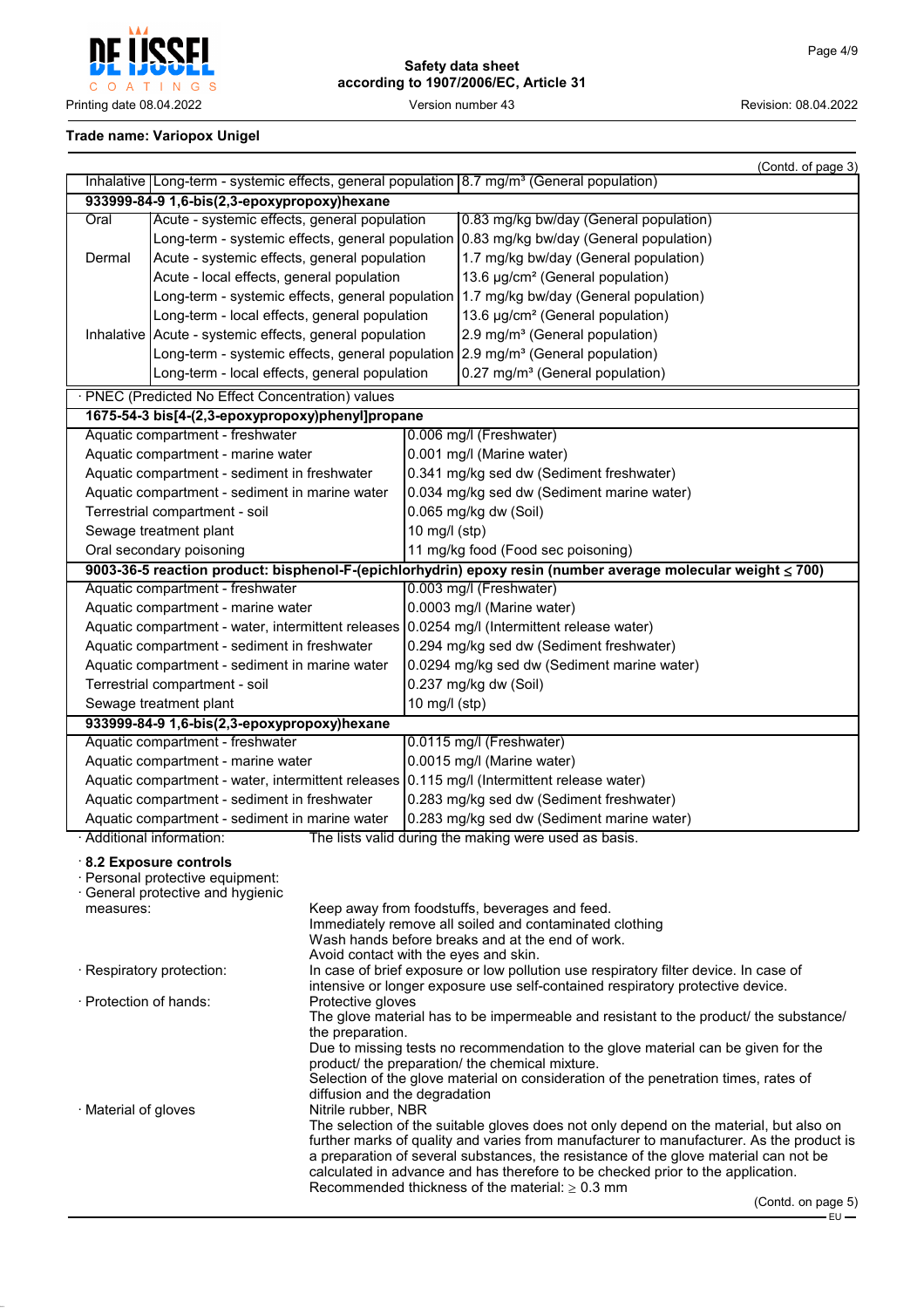**Trade name: Variopox Unigel**

(Contd. of page 3)

| | | |
|---|---|---|
| Inhalative | Long-term - systemic effects, general population | 8.7 mg/m³ (General population) |
| **933999-84-9 1,6-bis(2,3-epoxypropoxy)hexane** | | |
| Oral | Acute - systemic effects, general population | 0.83 mg/kg bw/day (General population) |
| | Long-term - systemic effects, general population | 0.83 mg/kg bw/day (General population) |
| Dermal | Acute - systemic effects, general population | 1.7 mg/kg bw/day (General population) |
| | Acute - local effects, general population | 13.6 µg/cm² (General population) |
| | Long-term - systemic effects, general population | 1.7 mg/kg bw/day (General population) |
| | Long-term - local effects, general population | 13.6 µg/cm² (General population) |
| Inhalative | Acute - systemic effects, general population | 2.9 mg/m³ (General population) |
| | Long-term - systemic effects, general population | 2.9 mg/m³ (General population) |
| | Long-term - local effects, general population | 0.27 mg/m³ (General population) |

· PNEC (Predicted No Effect Concentration) values

| | |
|---|---|
| **1675-54-3 bis[4-(2,3-epoxypropoxy)phenyl]propane** | |
| Aquatic compartment - freshwater | 0.006 mg/l (Freshwater) |
| Aquatic compartment - marine water | 0.001 mg/l (Marine water) |
| Aquatic compartment - sediment in freshwater | 0.341 mg/kg sed dw (Sediment freshwater) |
| Aquatic compartment - sediment in marine water | 0.034 mg/kg sed dw (Sediment marine water) |
| Terrestrial compartment - soil | 0.065 mg/kg dw (Soil) |
| Sewage treatment plant | 10 mg/l (stp) |
| Oral secondary poisoning | 11 mg/kg food (Food sec poisoning) |
| **9003-36-5 reaction product: bisphenol-F-(epichlorhydrin) epoxy resin (number average molecular weight ≤ 700)** | |
| Aquatic compartment - freshwater | 0.003 mg/l (Freshwater) |
| Aquatic compartment - marine water | 0.0003 mg/l (Marine water) |
| Aquatic compartment - water, intermittent releases | 0.0254 mg/l (Intermittent release water) |
| Aquatic compartment - sediment in freshwater | 0.294 mg/kg sed dw (Sediment freshwater) |
| Aquatic compartment - sediment in marine water | 0.0294 mg/kg sed dw (Sediment marine water) |
| Terrestrial compartment - soil | 0.237 mg/kg dw (Soil) |
| Sewage treatment plant | 10 mg/l (stp) |
| **933999-84-9 1,6-bis(2,3-epoxypropoxy)hexane** | |
| Aquatic compartment - freshwater | 0.0115 mg/l (Freshwater) |
| Aquatic compartment - marine water | 0.0015 mg/l (Marine water) |
| Aquatic compartment - water, intermittent releases | 0.115 mg/l (Intermittent release water) |
| Aquatic compartment - sediment in freshwater | 0.283 mg/kg sed dw (Sediment freshwater) |
| Aquatic compartment - sediment in marine water | 0.283 mg/kg sed dw (Sediment marine water) |

· Additional information: The lists valid during the making were used as basis.

· **8.2 Exposure controls**

· Personal protective equipment:

· General protective and hygienic measures:
Keep away from foodstuffs, beverages and feed.
Immediately remove all soiled and contaminated clothing
Wash hands before breaks and at the end of work.
Avoid contact with the eyes and skin.

· Respiratory protection: In case of brief exposure or low pollution use respiratory filter device. In case of intensive or longer exposure use self-contained respiratory protective device.

· Protection of hands: Protective gloves
The glove material has to be impermeable and resistant to the product/ the substance/ the preparation.
Due to missing tests no recommendation to the glove material can be given for the product/ the preparation/ the chemical mixture.
Selection of the glove material on consideration of the penetration times, rates of diffusion and the degradation

· Material of gloves Nitrile rubber, NBR
The selection of the suitable gloves does not only depend on the material, but also on further marks of quality and varies from manufacturer to manufacturer. As the product is a preparation of several substances, the resistance of the glove material can not be calculated in advance and has therefore to be checked prior to the application.
Recommended thickness of the material: ≥ 0.3 mm

(Contd. on page 5)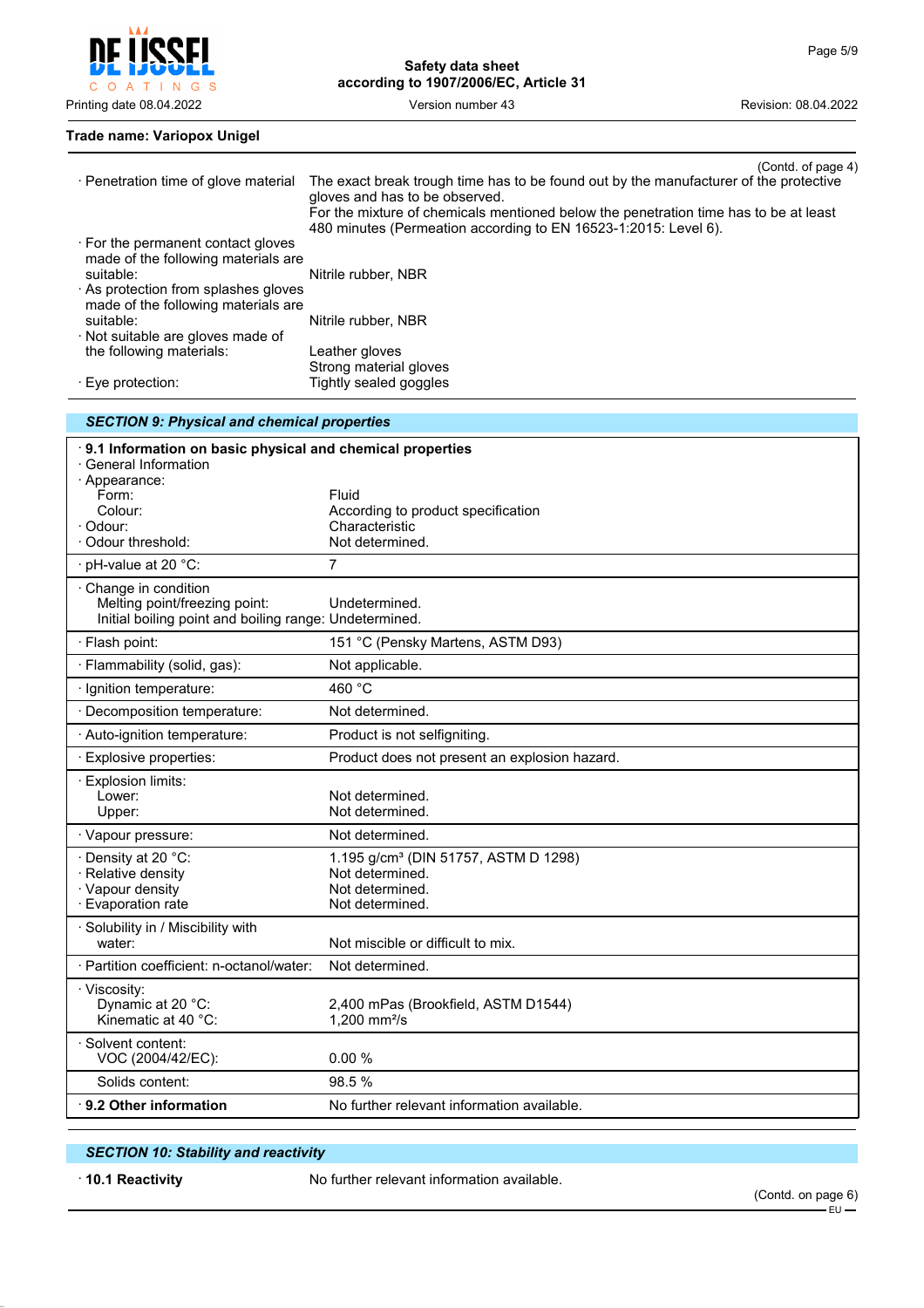**Trade name: Variopox Unigel**

(Contd. of page 4)

· Penetration time of glove material: The exact break trough time has to be found out by the manufacturer of the protective gloves and has to be observed.
For the mixture of chemicals mentioned below the penetration time has to be at least 480 minutes (Permeation according to EN 16523-1:2015: Level 6).

· For the permanent contact gloves made of the following materials are suitable: Nitrile rubber, NBR

· As protection from splashes gloves made of the following materials are suitable: Nitrile rubber, NBR

· Not suitable are gloves made of the following materials: Leather gloves
Strong material gloves

· Eye protection: Tightly sealed goggles

## *SECTION 9: Physical and chemical properties*

| **· 9.1 Information on basic physical and chemical properties** | |
|---|---|
| · General Information | |
| · Appearance: | |
| Form: | Fluid |
| Colour: | According to product specification |
| · Odour: | Characteristic |
| · Odour threshold: | Not determined. |
| · pH-value at 20 °C: | 7 |
| · Change in condition | |
| Melting point/freezing point: | Undetermined. |
| Initial boiling point and boiling range: | Undetermined. |
| · Flash point: | 151 °C (Pensky Martens, ASTM D93) |
| · Flammability (solid, gas): | Not applicable. |
| · Ignition temperature: | 460 °C |
| · Decomposition temperature: | Not determined. |
| · Auto-ignition temperature: | Product is not selfigniting. |
| · Explosive properties: | Product does not present an explosion hazard. |
| · Explosion limits: | |
| Lower: | Not determined. |
| Upper: | Not determined. |
| · Vapour pressure: | Not determined. |
| · Density at 20 °C: | 1.195 g/cm³ (DIN 51757, ASTM D 1298) |
| · Relative density | Not determined. |
| · Vapour density | Not determined. |
| · Evaporation rate | Not determined. |
| · Solubility in / Miscibility with water: | Not miscible or difficult to mix. |
| · Partition coefficient: n-octanol/water: | Not determined. |
| · Viscosity: | |
| Dynamic at 20 °C: | 2,400 mPas (Brookfield, ASTM D1544) |
| Kinematic at 40 °C: | 1,200 mm²/s |
| · Solvent content: | |
| VOC (2004/42/EC): | 0.00 % |
| Solids content: | 98.5 % |
| **· 9.2 Other information** | No further relevant information available. |

## *SECTION 10: Stability and reactivity*

**· 10.1 Reactivity** No further relevant information available.

(Contd. on page 6)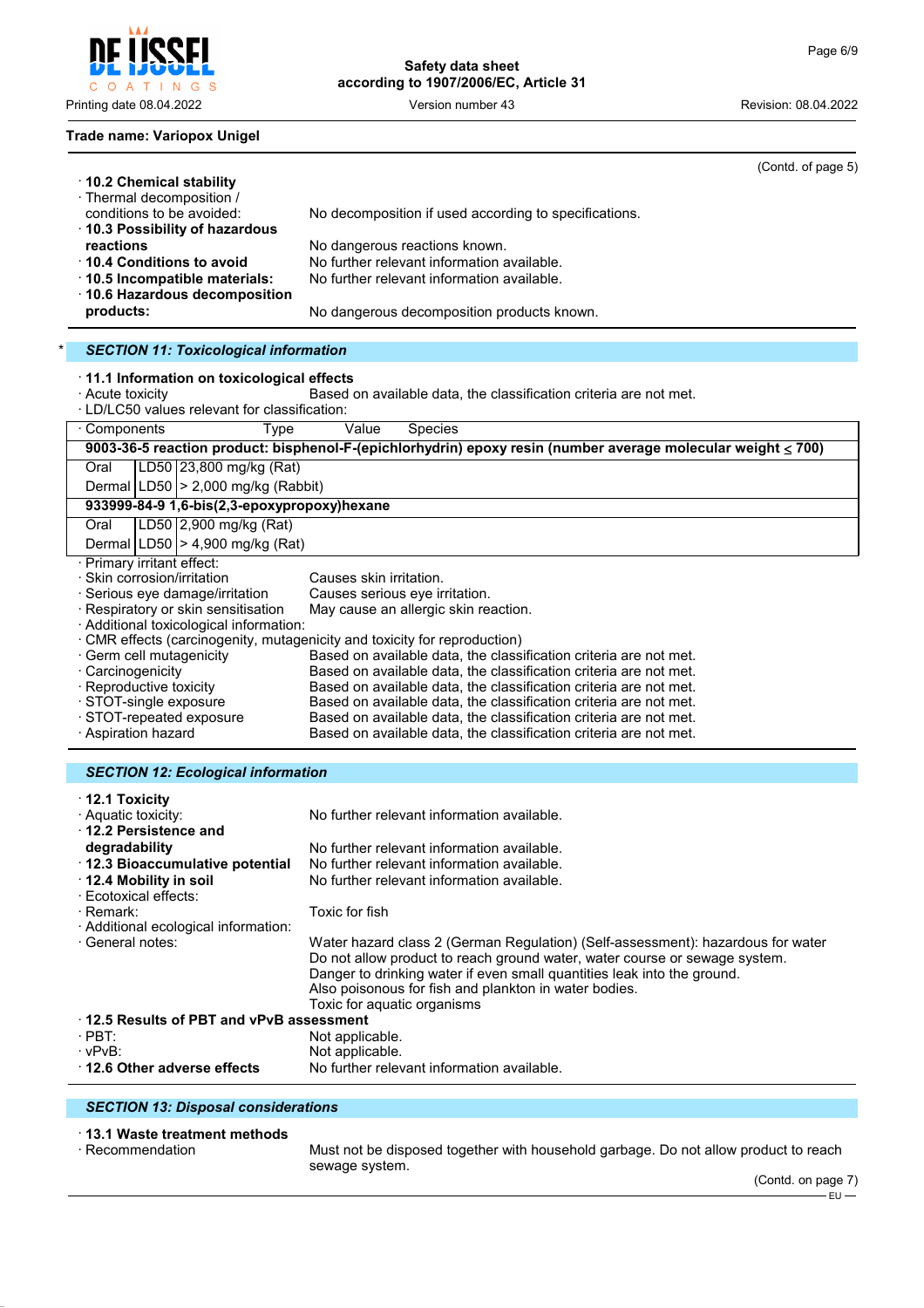Trade name: Variopox Unigel

(Contd. of page 5)

· **10.2 Chemical stability**
· Thermal decomposition / conditions to be avoided: No decomposition if used according to specifications.
· **10.3 Possibility of hazardous reactions** No dangerous reactions known.
· **10.4 Conditions to avoid** No further relevant information available.
· **10.5 Incompatible materials:** No further relevant information available.
· **10.6 Hazardous decomposition products:** No dangerous decomposition products known.

## * SECTION 11: Toxicological information

· **11.1 Information on toxicological effects**
· Acute toxicity Based on available data, the classification criteria are not met.
· LD/LC50 values relevant for classification:

| · Components | Type | Value | Species |
|---|---|---|---|
| **9003-36-5 reaction product: bisphenol-F-(epichlorhydrin) epoxy resin (number average molecular weight ≤ 700)** | | | |
| Oral | LD50 | 23,800 mg/kg (Rat) | |
| Dermal | LD50 | > 2,000 mg/kg (Rabbit) | |
| **933999-84-9 1,6-bis(2,3-epoxypropoxy)hexane** | | | |
| Oral | LD50 | 2,900 mg/kg (Rat) | |
| Dermal | LD50 | > 4,900 mg/kg (Rat) | |

· Primary irritant effect:
· Skin corrosion/irritation Causes skin irritation.
· Serious eye damage/irritation Causes serious eye irritation.
· Respiratory or skin sensitisation May cause an allergic skin reaction.
· Additional toxicological information:
· CMR effects (carcinogenity, mutagenicity and toxicity for reproduction)
· Germ cell mutagenicity Based on available data, the classification criteria are not met.
· Carcinogenicity Based on available data, the classification criteria are not met.
· Reproductive toxicity Based on available data, the classification criteria are not met.
· STOT-single exposure Based on available data, the classification criteria are not met.
· STOT-repeated exposure Based on available data, the classification criteria are not met.
· Aspiration hazard Based on available data, the classification criteria are not met.

## SECTION 12: Ecological information

· **12.1 Toxicity**
· Aquatic toxicity: No further relevant information available.
· **12.2 Persistence and degradability** No further relevant information available.
· **12.3 Bioaccumulative potential** No further relevant information available.
· **12.4 Mobility in soil** No further relevant information available.
· Ecotoxical effects:
· Remark: Toxic for fish
· Additional ecological information:
· General notes: Water hazard class 2 (German Regulation) (Self-assessment): hazardous for water
Do not allow product to reach ground water, water course or sewage system.
Danger to drinking water if even small quantities leak into the ground.
Also poisonous for fish and plankton in water bodies.
Toxic for aquatic organisms
· **12.5 Results of PBT and vPvB assessment**
· PBT: Not applicable.
· vPvB: Not applicable.
· **12.6 Other adverse effects** No further relevant information available.

## SECTION 13: Disposal considerations

· **13.1 Waste treatment methods**
· Recommendation Must not be disposed together with household garbage. Do not allow product to reach sewage system.

(Contd. on page 7)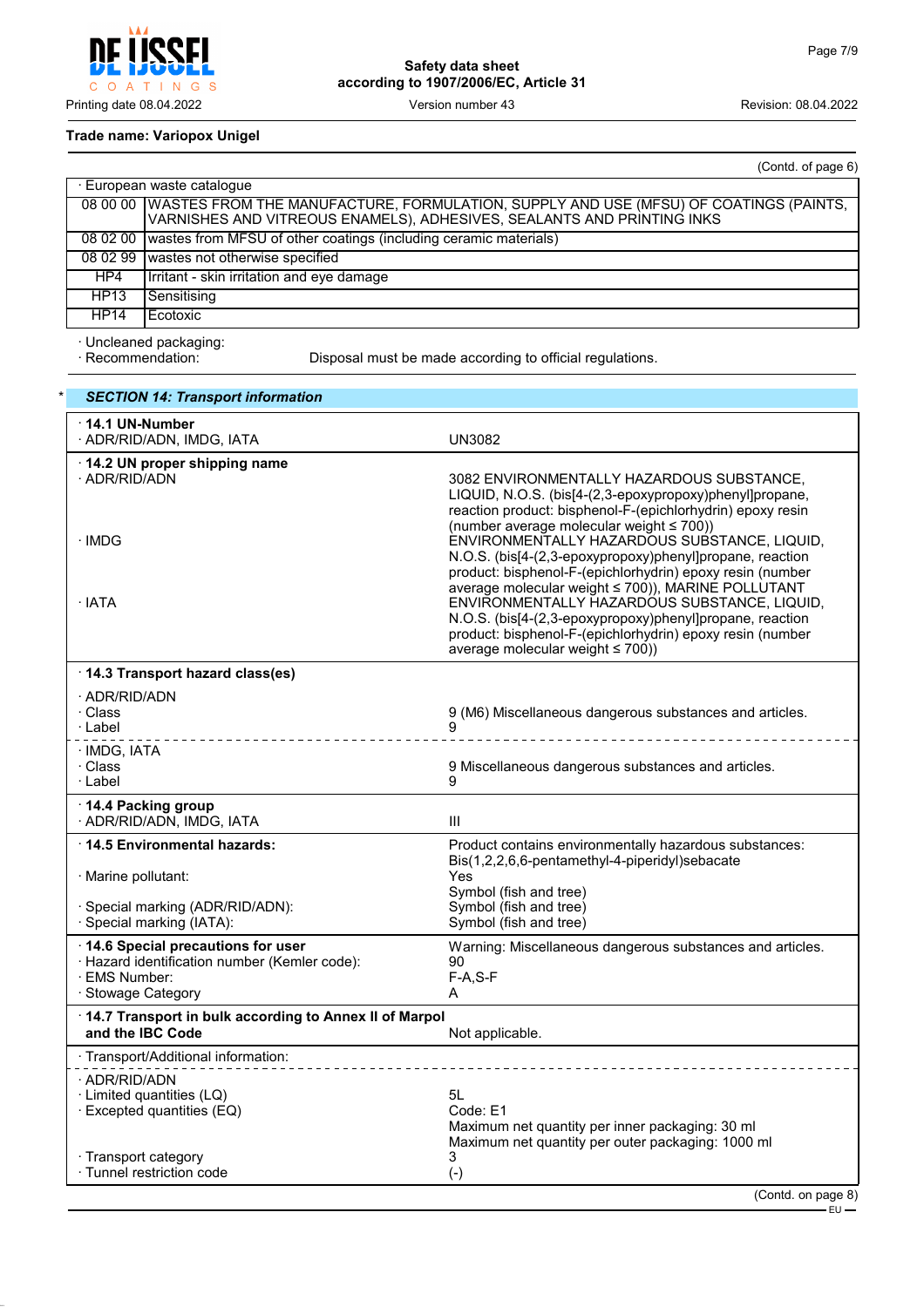**Trade name: Variopox Unigel**

(Contd. of page 6)

| · European waste catalogue | |
|---|---|
| 08 00 00 | WASTES FROM THE MANUFACTURE, FORMULATION, SUPPLY AND USE (MFSU) OF COATINGS (PAINTS, VARNISHES AND VITREOUS ENAMELS), ADHESIVES, SEALANTS AND PRINTING INKS |
| 08 02 00 | wastes from MFSU of other coatings (including ceramic materials) |
| 08 02 99 | wastes not otherwise specified |
| HP4 | Irritant - skin irritation and eye damage |
| HP13 | Sensitising |
| HP14 | Ecotoxic |

· Uncleaned packaging:
· Recommendation: Disposal must be made according to official regulations.

\* ***SECTION 14: Transport information***

| | |
|---|---|
| **· 14.1 UN-Number** | |
| · ADR/RID/ADN, IMDG, IATA | UN3082 |
| **· 14.2 UN proper shipping name** | |
| · ADR/RID/ADN | 3082 ENVIRONMENTALLY HAZARDOUS SUBSTANCE, LIQUID, N.O.S. (bis[4-(2,3-epoxypropoxy)phenyl]propane, reaction product: bisphenol-F-(epichlorhydrin) epoxy resin (number average molecular weight ≤ 700)) |
| · IMDG | ENVIRONMENTALLY HAZARDOUS SUBSTANCE, LIQUID, N.O.S. (bis[4-(2,3-epoxypropoxy)phenyl]propane, reaction product: bisphenol-F-(epichlorhydrin) epoxy resin (number average molecular weight ≤ 700)), MARINE POLLUTANT |
| · IATA | ENVIRONMENTALLY HAZARDOUS SUBSTANCE, LIQUID, N.O.S. (bis[4-(2,3-epoxypropoxy)phenyl]propane, reaction product: bisphenol-F-(epichlorhydrin) epoxy resin (number average molecular weight ≤ 700)) |
| **· 14.3 Transport hazard class(es)** | |
| · ADR/RID/ADN | |
| · Class | 9 (M6) Miscellaneous dangerous substances and articles. |
| · Label | 9 |
| · IMDG, IATA | |
| · Class | 9 Miscellaneous dangerous substances and articles. |
| · Label | 9 |
| **· 14.4 Packing group** | |
| · ADR/RID/ADN, IMDG, IATA | III |
| **· 14.5 Environmental hazards:** | Product contains environmentally hazardous substances: Bis(1,2,2,6,6-pentamethyl-4-piperidyl)sebacate |
| · Marine pollutant: | Yes<br>Symbol (fish and tree) |
| · Special marking (ADR/RID/ADN): | Symbol (fish and tree) |
| · Special marking (IATA): | Symbol (fish and tree) |
| **· 14.6 Special precautions for user** | Warning: Miscellaneous dangerous substances and articles. |
| · Hazard identification number (Kemler code): | 90 |
| · EMS Number: | F-A,S-F |
| · Stowage Category | A |
| **· 14.7 Transport in bulk according to Annex II of Marpol and the IBC Code** | Not applicable. |
| · Transport/Additional information: | |
| · ADR/RID/ADN | |
| · Limited quantities (LQ) | 5L |
| · Excepted quantities (EQ) | Code: E1<br>Maximum net quantity per inner packaging: 30 ml<br>Maximum net quantity per outer packaging: 1000 ml |
| · Transport category | 3 |
| · Tunnel restriction code | (-) |

(Contd. on page 8)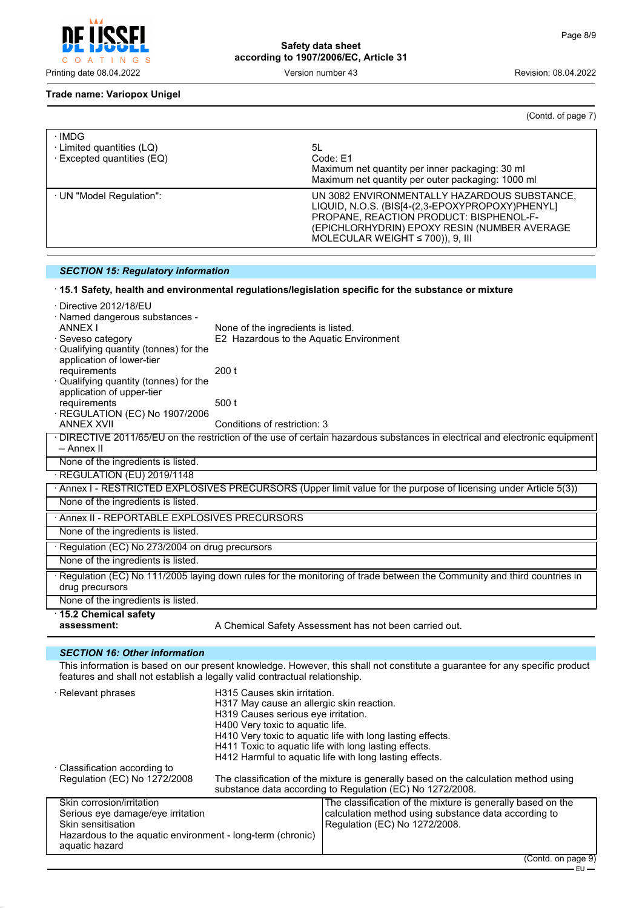**Trade name: Variopox Unigel**

(Contd. of page 7)

| | |
|---|---|
| · IMDG<br>· Limited quantities (LQ)<br>· Excepted quantities (EQ) | 5L<br>Code: E1<br>Maximum net quantity per inner packaging: 30 ml<br>Maximum net quantity per outer packaging: 1000 ml |
| · UN "Model Regulation": | UN 3082 ENVIRONMENTALLY HAZARDOUS SUBSTANCE, LIQUID, N.O.S. (BIS[4-(2,3-EPOXYPROPOXY)PHENYL] PROPANE, REACTION PRODUCT: BISPHENOL-F-(EPICHLORHYDRIN) EPOXY RESIN (NUMBER AVERAGE MOLECULAR WEIGHT ≤ 700)), 9, III |

## SECTION 15: Regulatory information

· **15.1 Safety, health and environmental regulations/legislation specific for the substance or mixture**

· Directive 2012/18/EU
· Named dangerous substances - ANNEX I: None of the ingredients is listed.
· Seveso category: E2 Hazardous to the Aquatic Environment
· Qualifying quantity (tonnes) for the application of lower-tier requirements: 200 t
· Qualifying quantity (tonnes) for the application of upper-tier requirements: 500 t
· REGULATION (EC) No 1907/2006 ANNEX XVII: Conditions of restriction: 3

| · DIRECTIVE 2011/65/EU on the restriction of the use of certain hazardous substances in electrical and electronic equipment – Annex II |
|---|
| None of the ingredients is listed. |

· REGULATION (EU) 2019/1148

| · Annex I - RESTRICTED EXPLOSIVES PRECURSORS (Upper limit value for the purpose of licensing under Article 5(3)) |
|---|
| None of the ingredients is listed. |

| · Annex II - REPORTABLE EXPLOSIVES PRECURSORS |
|---|
| None of the ingredients is listed. |

| · Regulation (EC) No 273/2004 on drug precursors |
|---|
| None of the ingredients is listed. |

| · Regulation (EC) No 111/2005 laying down rules for the monitoring of trade between the Community and third countries in drug precursors |
|---|
| None of the ingredients is listed. |

· **15.2 Chemical safety assessment:** A Chemical Safety Assessment has not been carried out.

## SECTION 16: Other information

This information is based on our present knowledge. However, this shall not constitute a guarantee for any specific product features and shall not establish a legally valid contractual relationship.

· Relevant phrases
H315 Causes skin irritation.
H317 May cause an allergic skin reaction.
H319 Causes serious eye irritation.
H400 Very toxic to aquatic life.
H410 Very toxic to aquatic life with long lasting effects.
H411 Toxic to aquatic life with long lasting effects.
H412 Harmful to aquatic life with long lasting effects.

· Classification according to Regulation (EC) No 1272/2008: The classification of the mixture is generally based on the calculation method using substance data according to Regulation (EC) No 1272/2008.

| | |
|---|---|
| Skin corrosion/irritation<br>Serious eye damage/eye irritation<br>Skin sensitisation<br>Hazardous to the aquatic environment - long-term (chronic) aquatic hazard | The classification of the mixture is generally based on the calculation method using substance data according to Regulation (EC) No 1272/2008. |

(Contd. on page 9)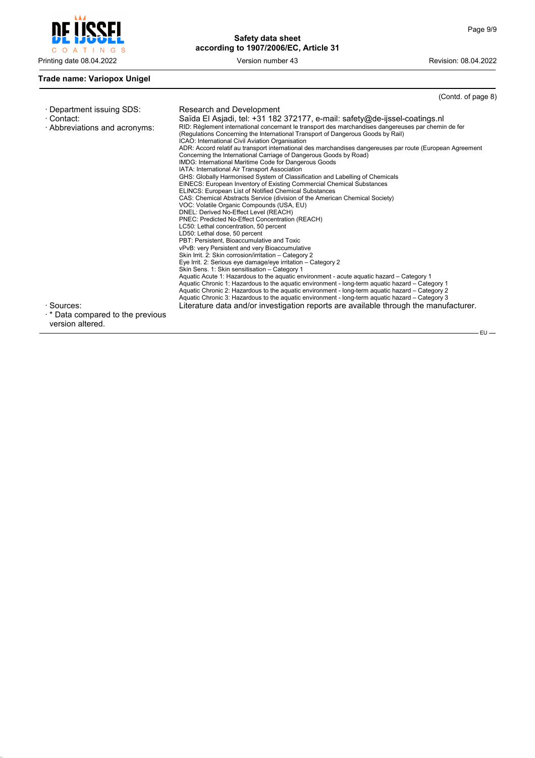**Trade name: Variopox Unigel**

(Contd. of page 8)

· Department issuing SDS: Research and Development

· Contact: Saïda El Asjadi, tel: +31 182 372177, e-mail: safety@de-ijssel-coatings.nl

· Abbreviations and acronyms:

RID: Règlement international concernant le transport des marchandises dangereuses par chemin de fer (Regulations Concerning the International Transport of Dangerous Goods by Rail)
ICAO: International Civil Aviation Organisation
ADR: Accord relatif au transport international des marchandises dangereuses par route (European Agreement Concerning the International Carriage of Dangerous Goods by Road)
IMDG: International Maritime Code for Dangerous Goods
IATA: International Air Transport Association
GHS: Globally Harmonised System of Classification and Labelling of Chemicals
EINECS: European Inventory of Existing Commercial Chemical Substances
ELINCS: European List of Notified Chemical Substances
CAS: Chemical Abstracts Service (division of the American Chemical Society)
VOC: Volatile Organic Compounds (USA, EU)
DNEL: Derived No-Effect Level (REACH)
PNEC: Predicted No-Effect Concentration (REACH)
LC50: Lethal concentration, 50 percent
LD50: Lethal dose, 50 percent
PBT: Persistent, Bioaccumulative and Toxic
vPvB: very Persistent and very Bioaccumulative
Skin Irrit. 2: Skin corrosion/irritation – Category 2
Eye Irrit. 2: Serious eye damage/eye irritation – Category 2
Skin Sens. 1: Skin sensitisation – Category 1
Aquatic Acute 1: Hazardous to the aquatic environment - acute aquatic hazard – Category 1
Aquatic Chronic 1: Hazardous to the aquatic environment - long-term aquatic hazard – Category 1
Aquatic Chronic 2: Hazardous to the aquatic environment - long-term aquatic hazard – Category 2
Aquatic Chronic 3: Hazardous to the aquatic environment - long-term aquatic hazard – Category 3

· Sources: Literature data and/or investigation reports are available through the manufacturer.

· * Data compared to the previous version altered.

EU